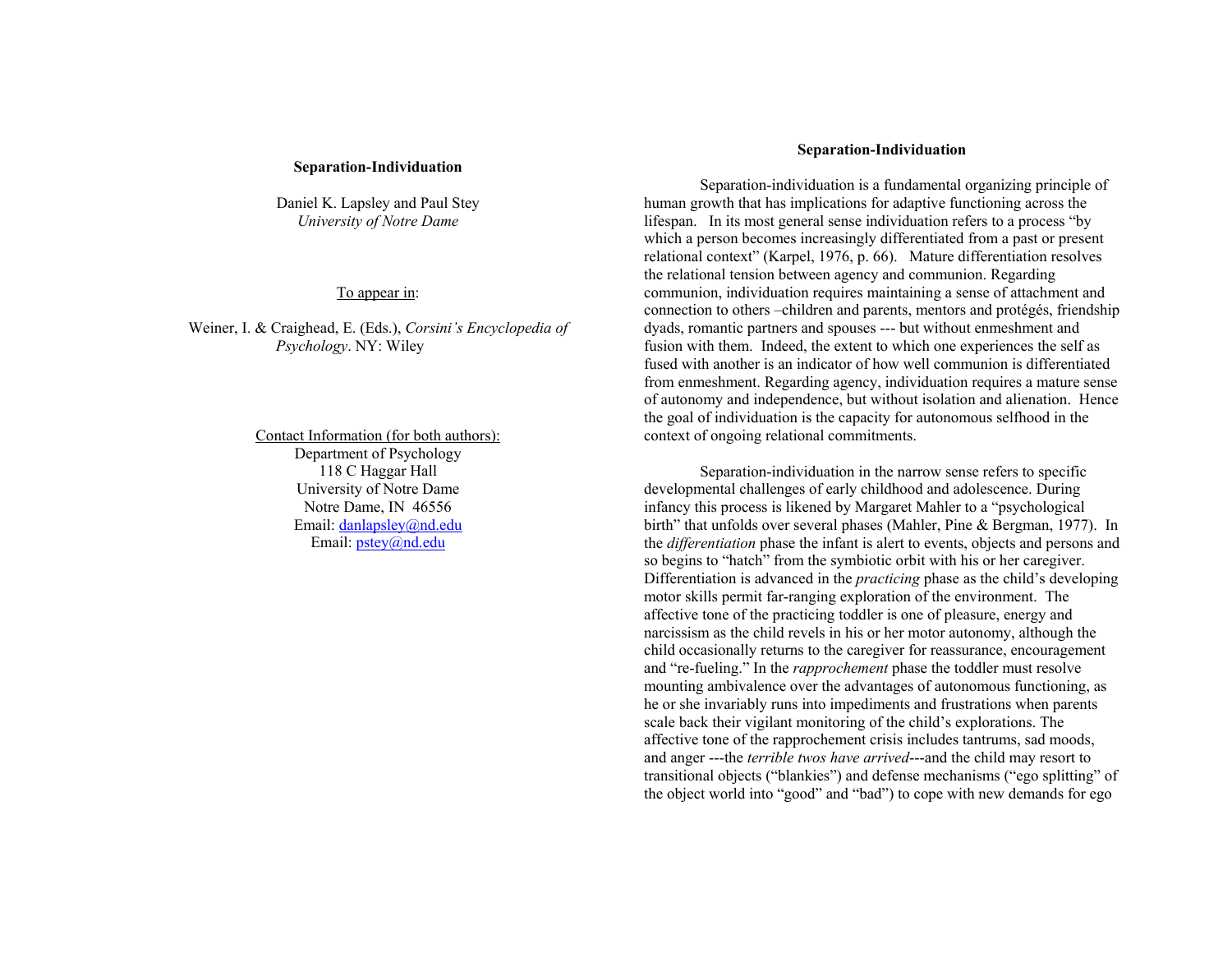# Separation-Individuation

Daniel K. Lapsley and Paul Stey
*University of Notre Dame*

To appear in:

Weiner, I. & Craighead, E. (Eds.), *Corsini's Encyclopedia of Psychology*. NY: Wiley

Contact Information (for both authors):
Department of Psychology
118 C Haggar Hall
University of Notre Dame
Notre Dame, IN 46556
Email: danlapsley@nd.edu
Email: pstey@nd.edu

## Separation-Individuation

Separation-individuation is a fundamental organizing principle of human growth that has implications for adaptive functioning across the lifespan. In its most general sense individuation refers to a process "by which a person becomes increasingly differentiated from a past or present relational context" (Karpel, 1976, p. 66). Mature differentiation resolves the relational tension between agency and communion. Regarding communion, individuation requires maintaining a sense of attachment and connection to others –children and parents, mentors and protégés, friendship dyads, romantic partners and spouses --- but without enmeshment and fusion with them. Indeed, the extent to which one experiences the self as fused with another is an indicator of how well communion is differentiated from enmeshment. Regarding agency, individuation requires a mature sense of autonomy and independence, but without isolation and alienation. Hence the goal of individuation is the capacity for autonomous selfhood in the context of ongoing relational commitments.

Separation-individuation in the narrow sense refers to specific developmental challenges of early childhood and adolescence. During infancy this process is likened by Margaret Mahler to a "psychological birth" that unfolds over several phases (Mahler, Pine & Bergman, 1977). In the *differentiation* phase the infant is alert to events, objects and persons and so begins to "hatch" from the symbiotic orbit with his or her caregiver. Differentiation is advanced in the *practicing* phase as the child's developing motor skills permit far-ranging exploration of the environment. The affective tone of the practicing toddler is one of pleasure, energy and narcissism as the child revels in his or her motor autonomy, although the child occasionally returns to the caregiver for reassurance, encouragement and "re-fueling." In the *rapprochement* phase the toddler must resolve mounting ambivalence over the advantages of autonomous functioning, as he or she invariably runs into impediments and frustrations when parents scale back their vigilant monitoring of the child's explorations. The affective tone of the rapprochement crisis includes tantrums, sad moods, and anger ---the *terrible twos have arrived*---and the child may resort to transitional objects ("blankies") and defense mechanisms ("ego splitting" of the object world into "good" and "bad") to cope with new demands for ego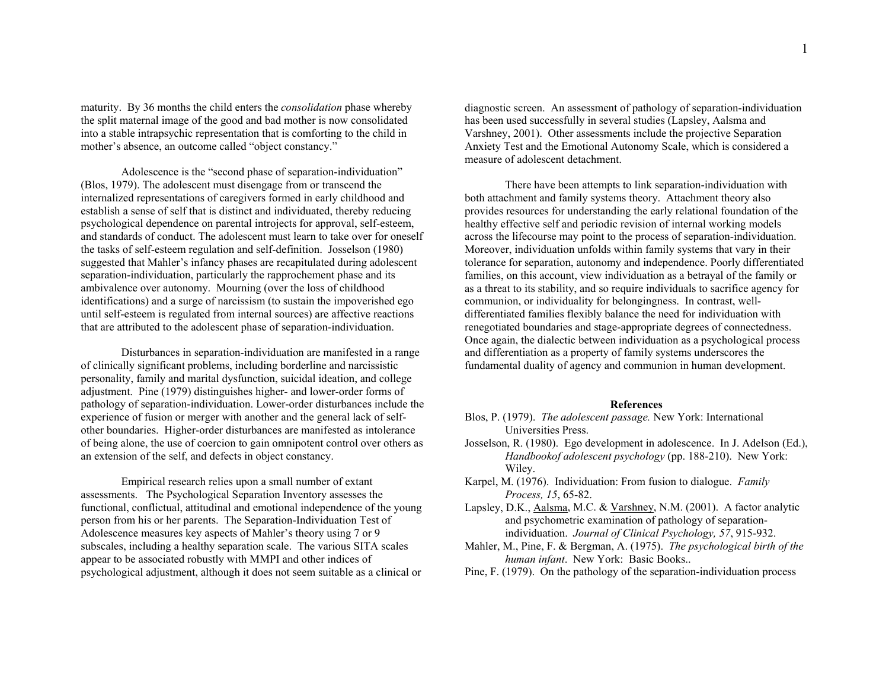maturity. By 36 months the child enters the *consolidation* phase whereby the split maternal image of the good and bad mother is now consolidated into a stable intrapsychic representation that is comforting to the child in mother's absence, an outcome called "object constancy."

Adolescence is the "second phase of separation-individuation" (Blos, 1979). The adolescent must disengage from or transcend the internalized representations of caregivers formed in early childhood and establish a sense of self that is distinct and individuated, thereby reducing psychological dependence on parental introjects for approval, self-esteem, and standards of conduct. The adolescent must learn to take over for oneself the tasks of self-esteem regulation and self-definition. Josselson (1980) suggested that Mahler's infancy phases are recapitulated during adolescent separation-individuation, particularly the rapprochement phase and its ambivalence over autonomy. Mourning (over the loss of childhood identifications) and a surge of narcissism (to sustain the impoverished ego until self-esteem is regulated from internal sources) are affective reactions that are attributed to the adolescent phase of separation-individuation.

Disturbances in separation-individuation are manifested in a range of clinically significant problems, including borderline and narcissistic personality, family and marital dysfunction, suicidal ideation, and college adjustment. Pine (1979) distinguishes higher- and lower-order forms of pathology of separation-individuation. Lower-order disturbances include the experience of fusion or merger with another and the general lack of self-other boundaries. Higher-order disturbances are manifested as intolerance of being alone, the use of coercion to gain omnipotent control over others as an extension of the self, and defects in object constancy.

Empirical research relies upon a small number of extant assessments. The Psychological Separation Inventory assesses the functional, conflictual, attitudinal and emotional independence of the young person from his or her parents. The Separation-Individuation Test of Adolescence measures key aspects of Mahler's theory using 7 or 9 subscales, including a healthy separation scale. The various SITA scales appear to be associated robustly with MMPI and other indices of psychological adjustment, although it does not seem suitable as a clinical or diagnostic screen. An assessment of pathology of separation-individuation has been used successfully in several studies (Lapsley, Aalsma and Varshney, 2001). Other assessments include the projective Separation Anxiety Test and the Emotional Autonomy Scale, which is considered a measure of adolescent detachment.

There have been attempts to link separation-individuation with both attachment and family systems theory. Attachment theory also provides resources for understanding the early relational foundation of the healthy effective self and periodic revision of internal working models across the lifecourse may point to the process of separation-individuation. Moreover, individuation unfolds within family systems that vary in their tolerance for separation, autonomy and independence. Poorly differentiated families, on this account, view individuation as a betrayal of the family or as a threat to its stability, and so require individuals to sacrifice agency for communion, or individuality for belongingness. In contrast, well-differentiated families flexibly balance the need for individuation with renegotiated boundaries and stage-appropriate degrees of connectedness. Once again, the dialectic between individuation as a psychological process and differentiation as a property of family systems underscores the fundamental duality of agency and communion in human development.

## References

Blos, P. (1979). *The adolescent passage.* New York: International Universities Press.

Josselson, R. (1980). Ego development in adolescence. In J. Adelson (Ed.), *Handbookof adolescent psychology* (pp. 188-210). New York: Wiley.

Karpel, M. (1976). Individuation: From fusion to dialogue. *Family Process, 15*, 65-82.

Lapsley, D.K., Aalsma, M.C. & Varshney, N.M. (2001). A factor analytic and psychometric examination of pathology of separation-individuation. *Journal of Clinical Psychology, 57*, 915-932.

Mahler, M., Pine, F. & Bergman, A. (1975). *The psychological birth of the human infant*. New York: Basic Books..

Pine, F. (1979). On the pathology of the separation-individuation process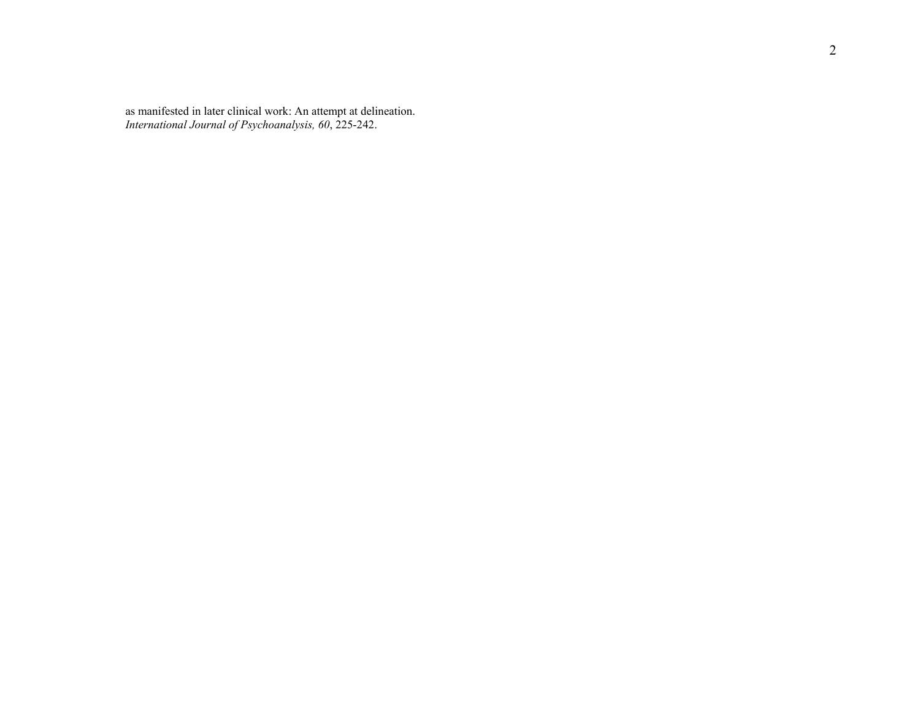as manifested in later clinical work: An attempt at delineation. *International Journal of Psychoanalysis, 60*, 225-242.